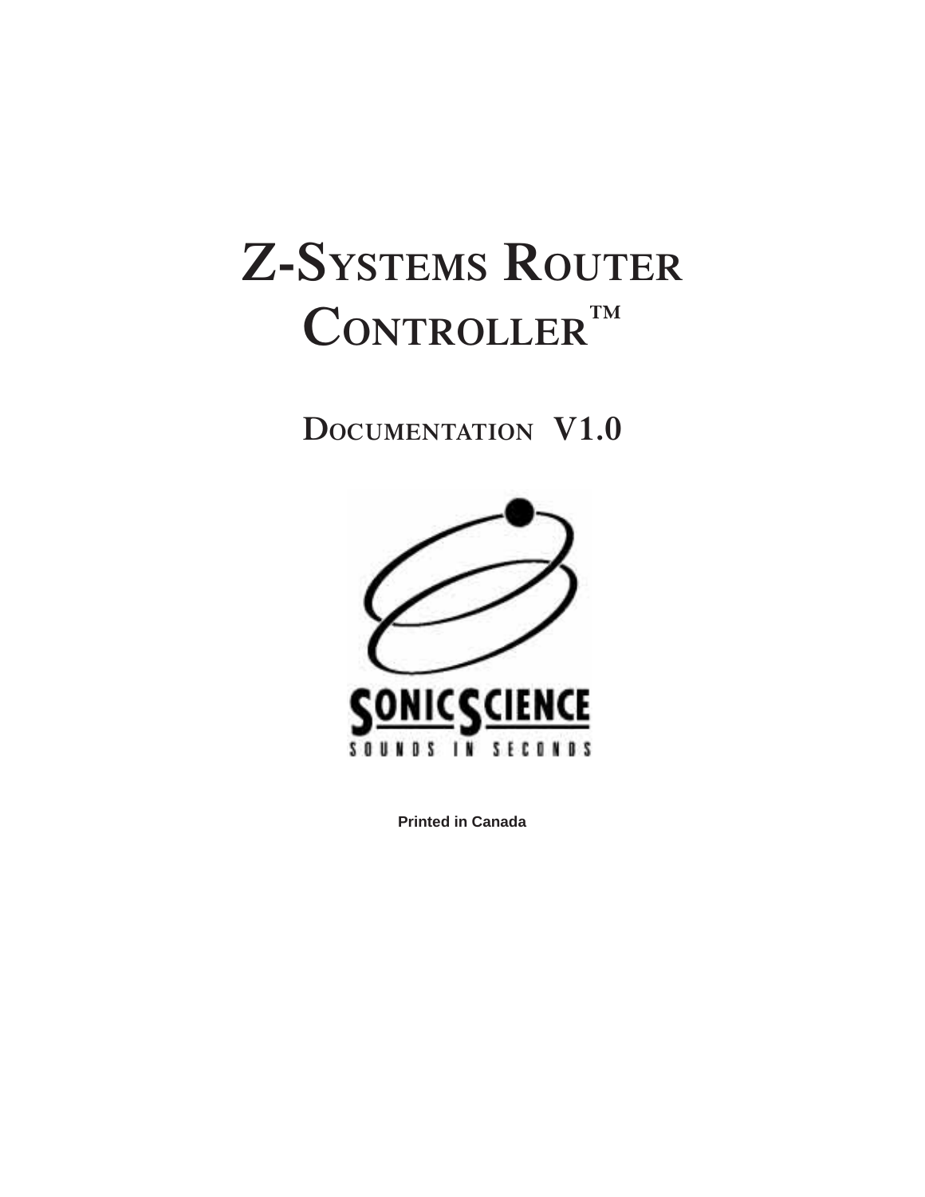# Z-Systems Router Controller™

## Documentation V1.0

SONIC SCIENCE

SOUNDS IN SECONDS

**Printed in Canada**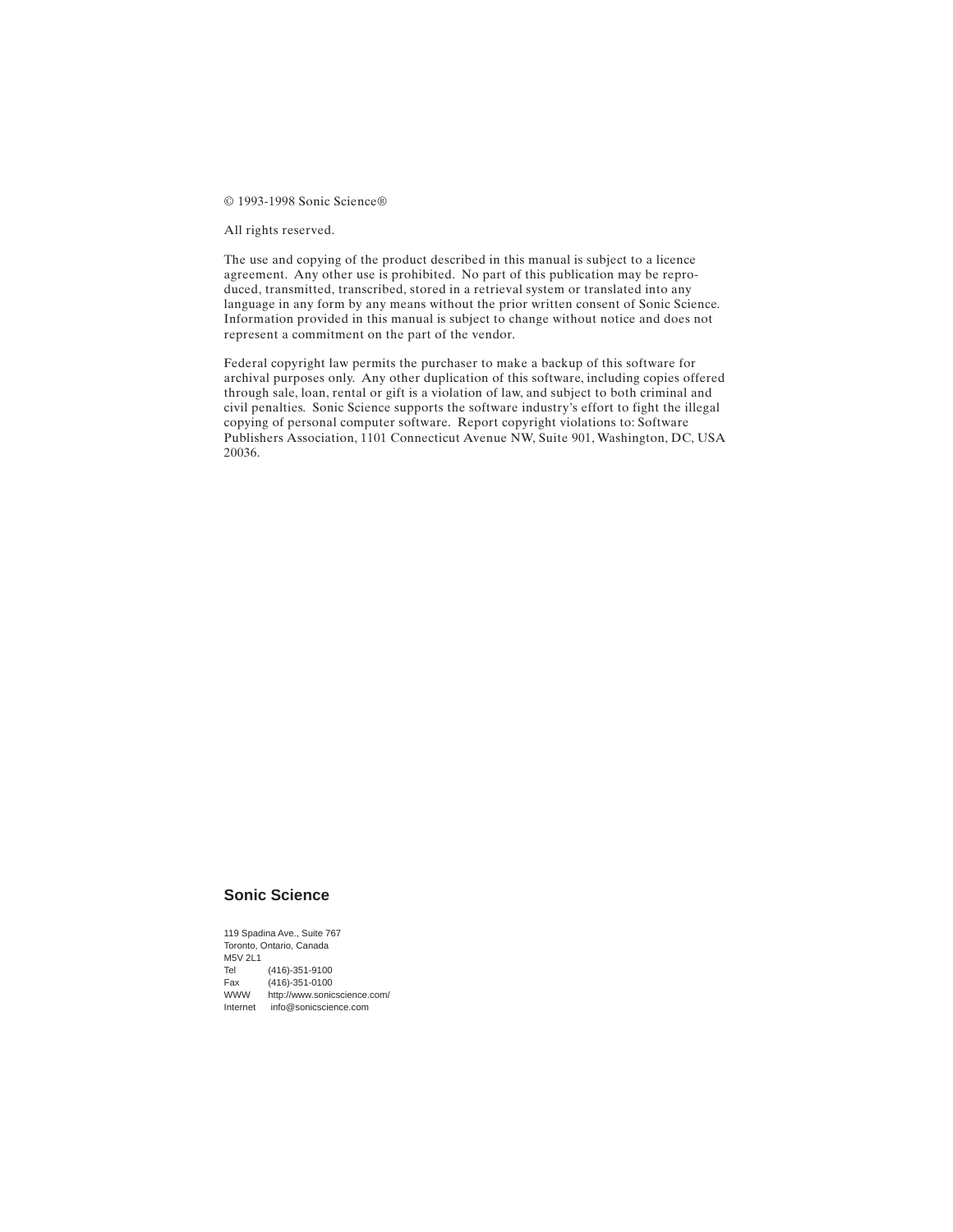© 1993-1998 Sonic Science®

All rights reserved.

The use and copying of the product described in this manual is subject to a licence agreement. Any other use is prohibited. No part of this publication may be reproduced, transmitted, transcribed, stored in a retrieval system or translated into any language in any form by any means without the prior written consent of Sonic Science. Information provided in this manual is subject to change without notice and does not represent a commitment on the part of the vendor.

Federal copyright law permits the purchaser to make a backup of this software for archival purposes only. Any other duplication of this software, including copies offered through sale, loan, rental or gift is a violation of law, and subject to both criminal and civil penalties. Sonic Science supports the software industry's effort to fight the illegal copying of personal computer software. Report copyright violations to: Software Publishers Association, 1101 Connecticut Avenue NW, Suite 901, Washington, DC, USA 20036.

**Sonic Science**

119 Spadina Ave., Suite 767
Toronto, Ontario, Canada
M5V 2L1
Tel (416)-351-9100
Fax (416)-351-0100
WWW http://www.sonicscience.com/
Internet info@sonicscience.com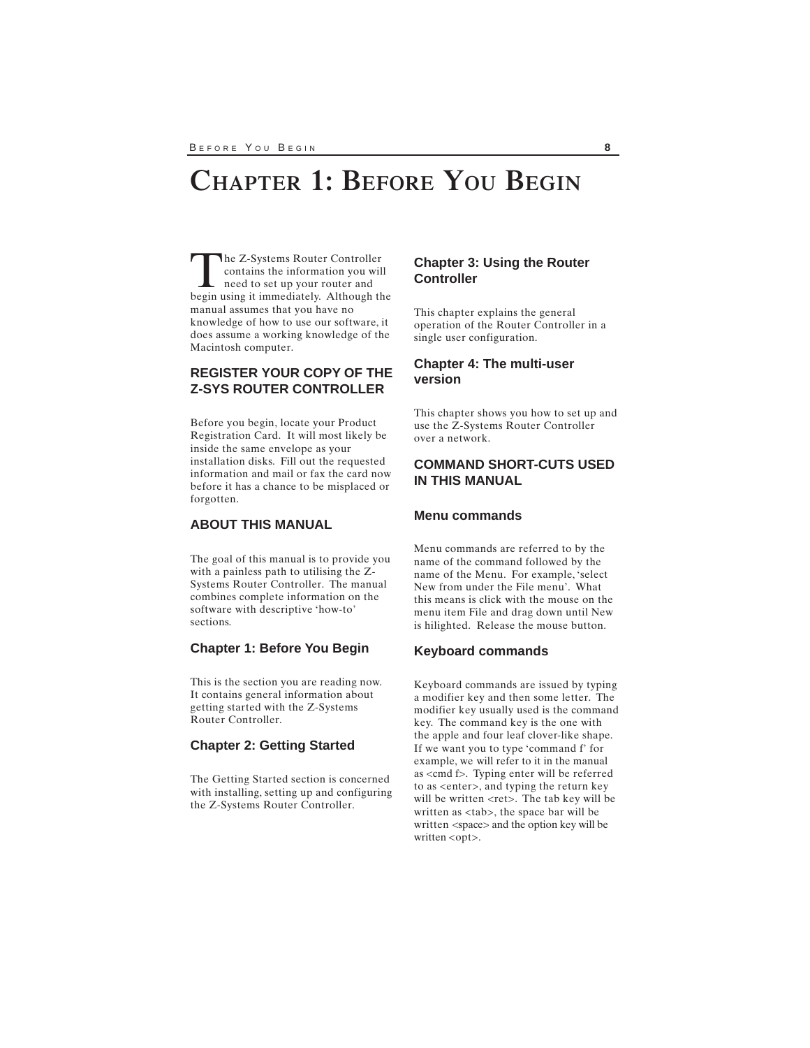# Chapter 1: Before You Begin

The Z-Systems Router Controller contains the information you will need to set up your router and begin using it immediately. Although the manual assumes that you have no knowledge of how to use our software, it does assume a working knowledge of the Macintosh computer.

## REGISTER YOUR COPY OF THE Z-SYS ROUTER CONTROLLER

Before you begin, locate your Product Registration Card. It will most likely be inside the same envelope as your installation disks. Fill out the requested information and mail or fax the card now before it has a chance to be misplaced or forgotten.

## ABOUT THIS MANUAL

The goal of this manual is to provide you with a painless path to utilising the Z-Systems Router Controller. The manual combines complete information on the software with descriptive 'how-to' sections.

### Chapter 1: Before You Begin

This is the section you are reading now. It contains general information about getting started with the Z-Systems Router Controller.

### Chapter 2: Getting Started

The Getting Started section is concerned with installing, setting up and configuring the Z-Systems Router Controller.

### Chapter 3: Using the Router Controller

This chapter explains the general operation of the Router Controller in a single user configuration.

### Chapter 4: The multi-user version

This chapter shows you how to set up and use the Z-Systems Router Controller over a network.

## COMMAND SHORT-CUTS USED IN THIS MANUAL

### Menu commands

Menu commands are referred to by the name of the command followed by the name of the Menu. For example, 'select New from under the File menu'. What this means is click with the mouse on the menu item File and drag down until New is hilighted. Release the mouse button.

### Keyboard commands

Keyboard commands are issued by typing a modifier key and then some letter. The modifier key usually used is the command key. The command key is the one with the apple and four leaf clover-like shape. If we want you to type 'command f' for example, we will refer to it in the manual as <cmd f>. Typing enter will be referred to as <enter>, and typing the return key will be written <ret>. The tab key will be written as <tab>, the space bar will be written <space> and the option key will be written <opt>.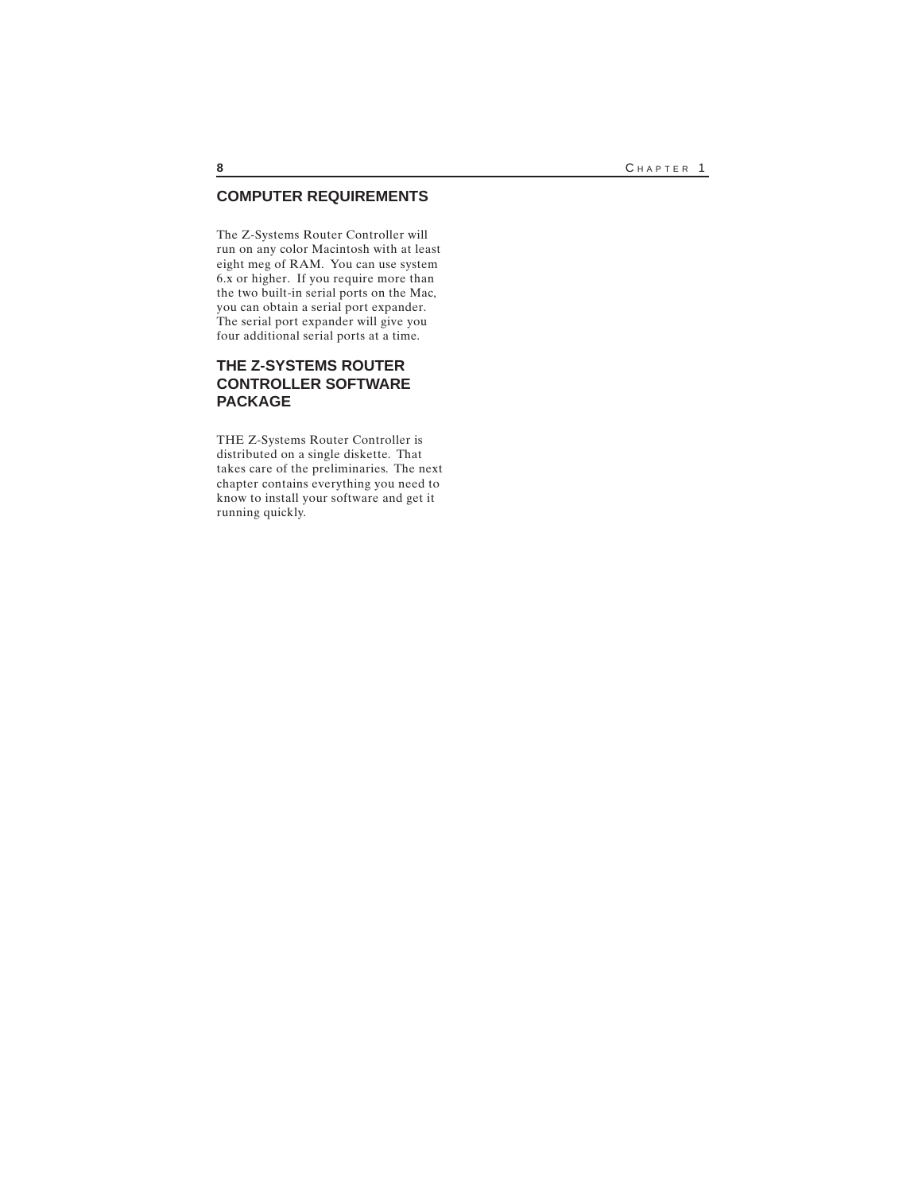## COMPUTER REQUIREMENTS

The Z-Systems Router Controller will run on any color Macintosh with at least eight meg of RAM. You can use system 6.x or higher. If you require more than the two built-in serial ports on the Mac, you can obtain a serial port expander. The serial port expander will give you four additional serial ports at a time.

## THE Z-SYSTEMS ROUTER CONTROLLER SOFTWARE PACKAGE

THE Z-Systems Router Controller is distributed on a single diskette. That takes care of the preliminaries. The next chapter contains everything you need to know to install your software and get it running quickly.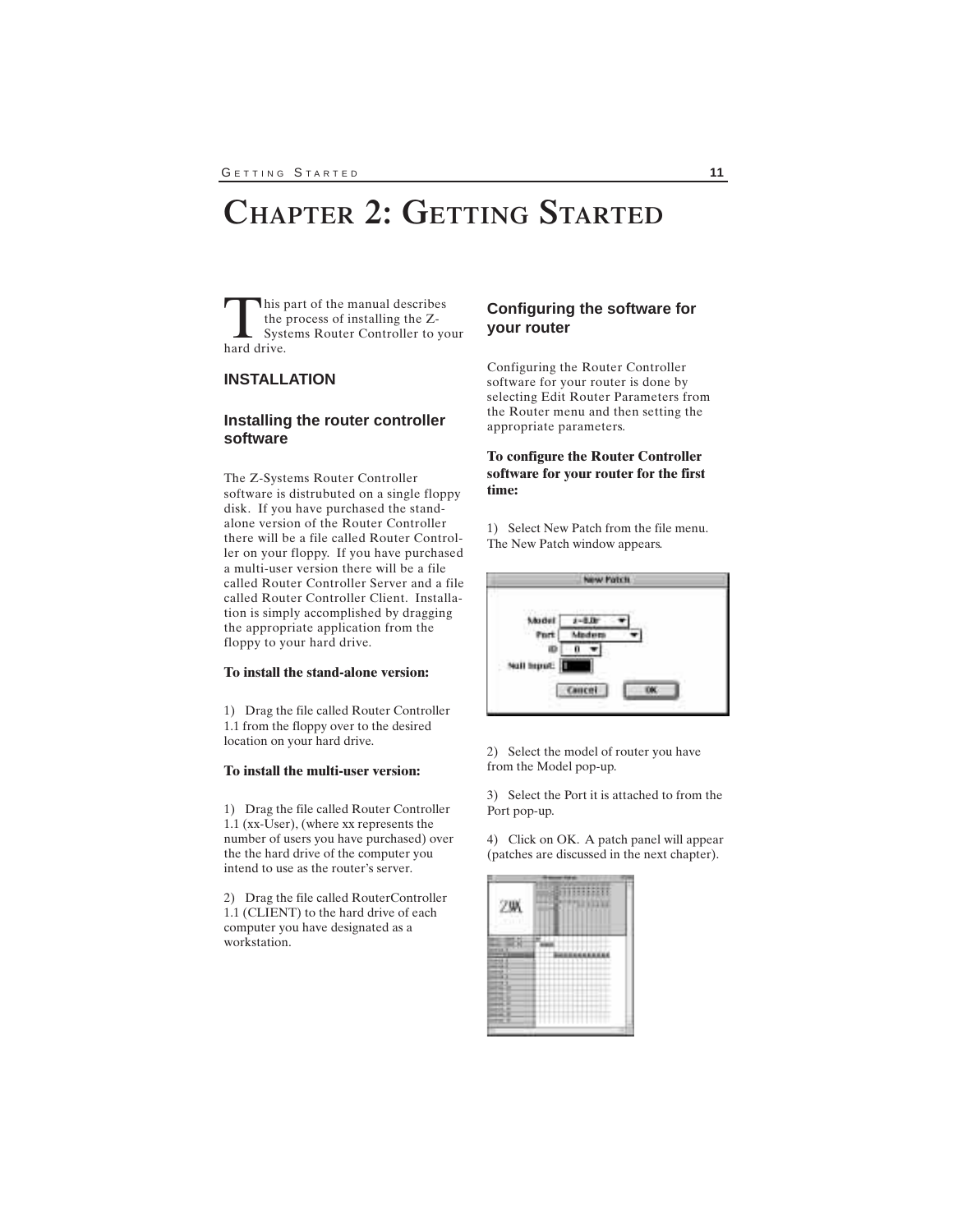# Chapter 2: Getting Started

This part of the manual describes the process of installing the Z-Systems Router Controller to your hard drive.

## INSTALLATION

### Installing the router controller software

The Z-Systems Router Controller software is distrubuted on a single floppy disk. If you have purchased the stand-alone version of the Router Controller there will be a file called Router Controller on your floppy. If you have purchased a multi-user version there will be a file called Router Controller Server and a file called Router Controller Client. Installation is simply accomplished by dragging the appropriate application from the floppy to your hard drive.

**To install the stand-alone version:**

1) Drag the file called Router Controller 1.1 from the floppy over to the desired location on your hard drive.

**To install the multi-user version:**

1) Drag the file called Router Controller 1.1 (xx-User), (where xx represents the number of users you have purchased) over the the hard drive of the computer you intend to use as the router's server.

2) Drag the file called RouterController 1.1 (CLIENT) to the hard drive of each computer you have designated as a workstation.

### Configuring the software for your router

Configuring the Router Controller software for your router is done by selecting Edit Router Parameters from the Router menu and then setting the appropriate parameters.

**To configure the Router Controller software for your router for the first time:**

1) Select New Patch from the file menu. The New Patch window appears.

2) Select the model of router you have from the Model pop-up.

3) Select the Port it is attached to from the Port pop-up.

4) Click on OK. A patch panel will appear (patches are discussed in the next chapter).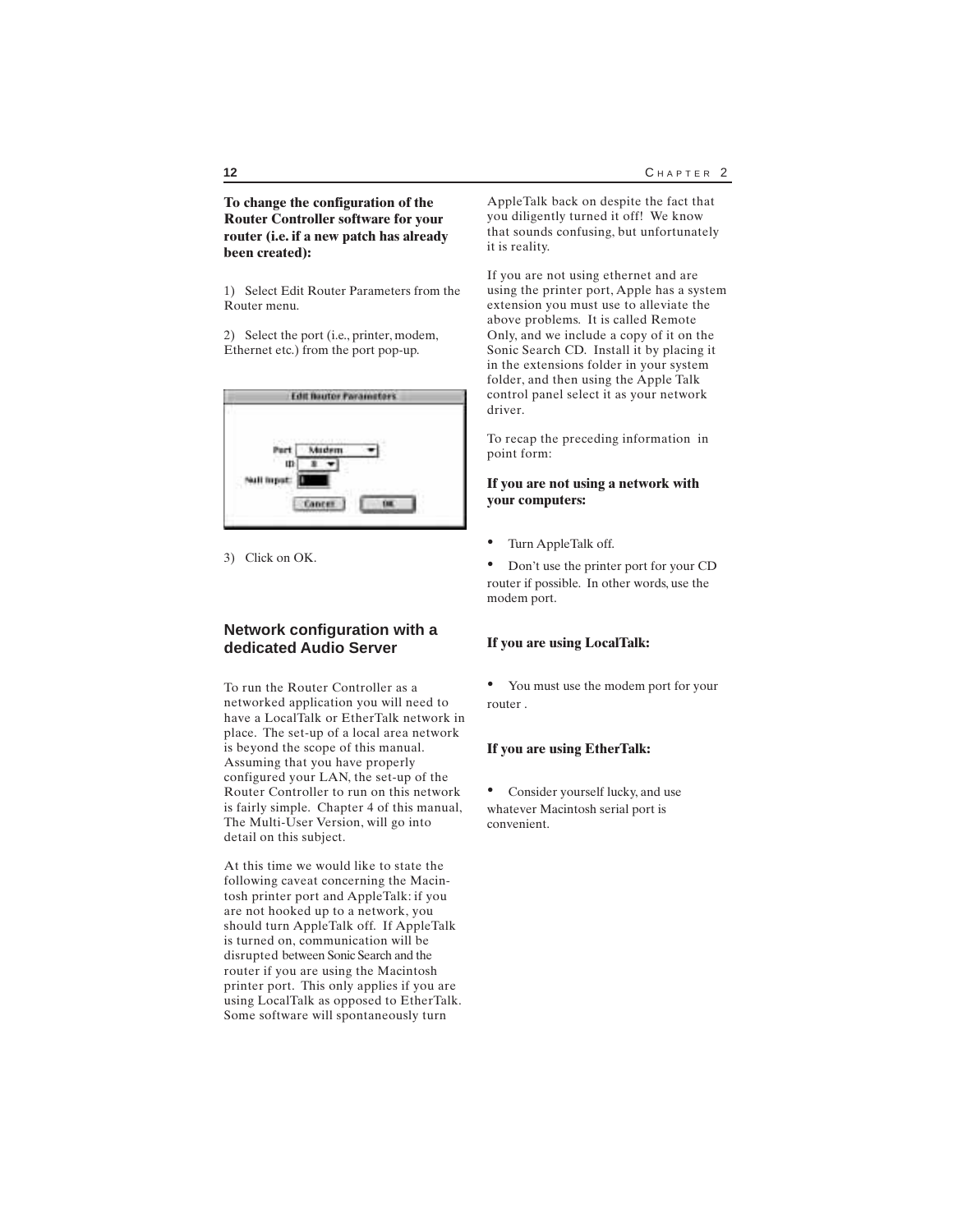**To change the configuration of the Router Controller software for your router (i.e. if a new patch has already been created):**

1) Select Edit Router Parameters from the Router menu.

2) Select the port (i.e., printer, modem, Ethernet etc.) from the port pop-up.

3) Click on OK.

## Network configuration with a dedicated Audio Server

To run the Router Controller as a networked application you will need to have a LocalTalk or EtherTalk network in place. The set-up of a local area network is beyond the scope of this manual. Assuming that you have properly configured your LAN, the set-up of the Router Controller to run on this network is fairly simple. Chapter 4 of this manual, The Multi-User Version, will go into detail on this subject.

At this time we would like to state the following caveat concerning the Macintosh printer port and AppleTalk: if you are not hooked up to a network, you should turn AppleTalk off. If AppleTalk is turned on, communication will be disrupted between Sonic Search and the router if you are using the Macintosh printer port. This only applies if you are using LocalTalk as opposed to EtherTalk. Some software will spontaneously turn AppleTalk back on despite the fact that you diligently turned it off! We know that sounds confusing, but unfortunately it is reality.

If you are not using ethernet and are using the printer port, Apple has a system extension you must use to alleviate the above problems. It is called Remote Only, and we include a copy of it on the Sonic Search CD. Install it by placing it in the extensions folder in your system folder, and then using the Apple Talk control panel select it as your network driver.

To recap the preceding information in point form:

**If you are not using a network with your computers:**

- Turn AppleTalk off.
- Don't use the printer port for your CD router if possible. In other words, use the modem port.

**If you are using LocalTalk:**

- You must use the modem port for your router .

**If you are using EtherTalk:**

- Consider yourself lucky, and use whatever Macintosh serial port is convenient.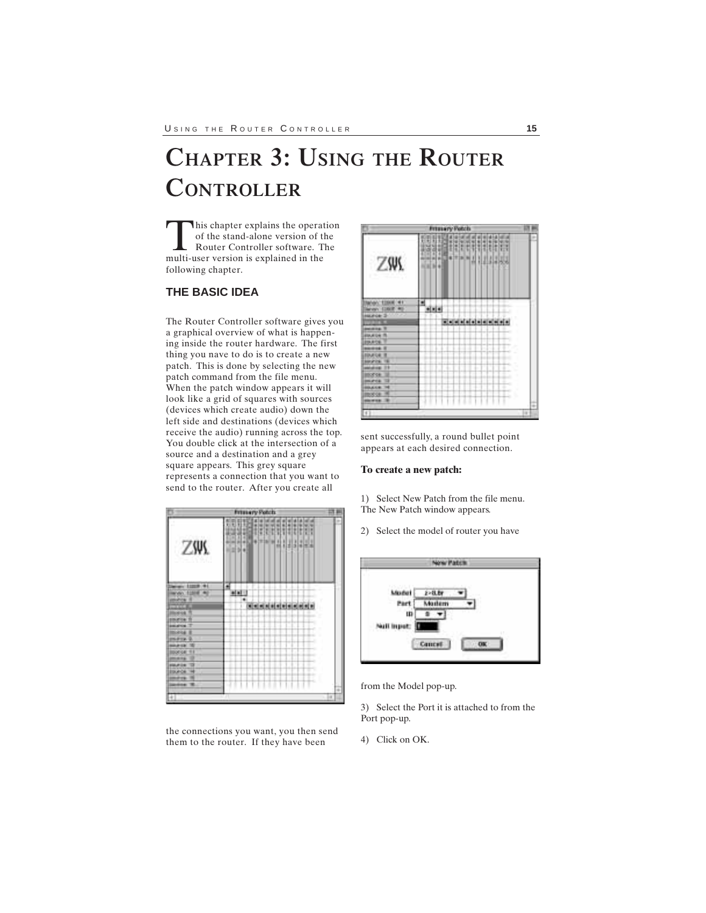# Chapter 3: Using the Router Controller

This chapter explains the operation of the stand-alone version of the Router Controller software. The multi-user version is explained in the following chapter.

## THE BASIC IDEA

The Router Controller software gives you a graphical overview of what is happening inside the router hardware. The first thing you nave to do is to create a new patch. This is done by selecting the new patch command from the file menu. When the patch window appears it will look like a grid of squares with sources (devices which create audio) down the left side and destinations (devices which receive the audio) running across the top. You double click at the intersection of a source and a destination and a grey square appears. This grey square represents a connection that you want to send to the router. After you create all the connections you want, you then send them to the router. If they have been sent successfully, a round bullet point appears at each desired connection.

**To create a new patch:**

1) Select New Patch from the file menu. The New Patch window appears.

2) Select the model of router you have from the Model pop-up.

3) Select the Port it is attached to from the Port pop-up.

4) Click on OK.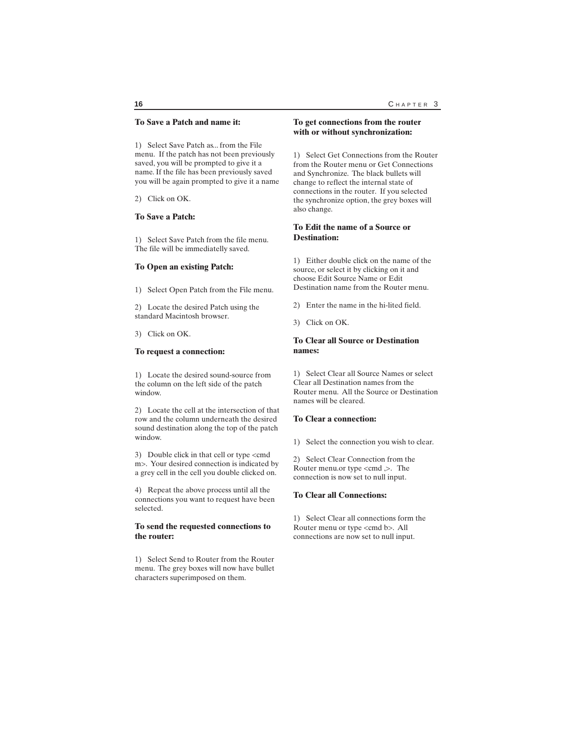### To Save a Patch and name it:

1) Select Save Patch as... from the File menu. If the patch has not been previously saved, you will be prompted to give it a name. If the file has been previously saved you will be again prompted to give it a name

2) Click on OK.

### To Save a Patch:

1) Select Save Patch from the file menu. The file will be immediatelly saved.

### To Open an existing Patch:

1) Select Open Patch from the File menu.

2) Locate the desired Patch using the standard Macintosh browser.

3) Click on OK.

### To request a connection:

1) Locate the desired sound-source from the column on the left side of the patch window.

2) Locate the cell at the intersection of that row and the column underneath the desired sound destination along the top of the patch window.

3) Double click in that cell or type <cmd m>. Your desired connection is indicated by a grey cell in the cell you double clicked on.

4) Repeat the above process until all the connections you want to request have been selected.

### To send the requested connections to the router:

1) Select Send to Router from the Router menu. The grey boxes will now have bullet characters superimposed on them.

### To get connections from the router with or without synchronization:

1) Select Get Connections from the Router from the Router menu or Get Connections and Synchronize. The black bullets will change to reflect the internal state of connections in the router. If you selected the synchronize option, the grey boxes will also change.

### To Edit the name of a Source or Destination:

1) Either double click on the name of the source, or select it by clicking on it and choose Edit Source Name or Edit Destination name from the Router menu.

2) Enter the name in the hi-lited field.

3) Click on OK.

### To Clear all Source or Destination names:

1) Select Clear all Source Names or select Clear all Destination names from the Router menu. All the Source or Destination names will be cleared.

### To Clear a connection:

1) Select the connection you wish to clear.

2) Select Clear Connection from the Router menu.or type <cmd ,>. The connection is now set to null input.

### To Clear all Connections:

1) Select Clear all connections form the Router menu or type <cmd b>. All connections are now set to null input.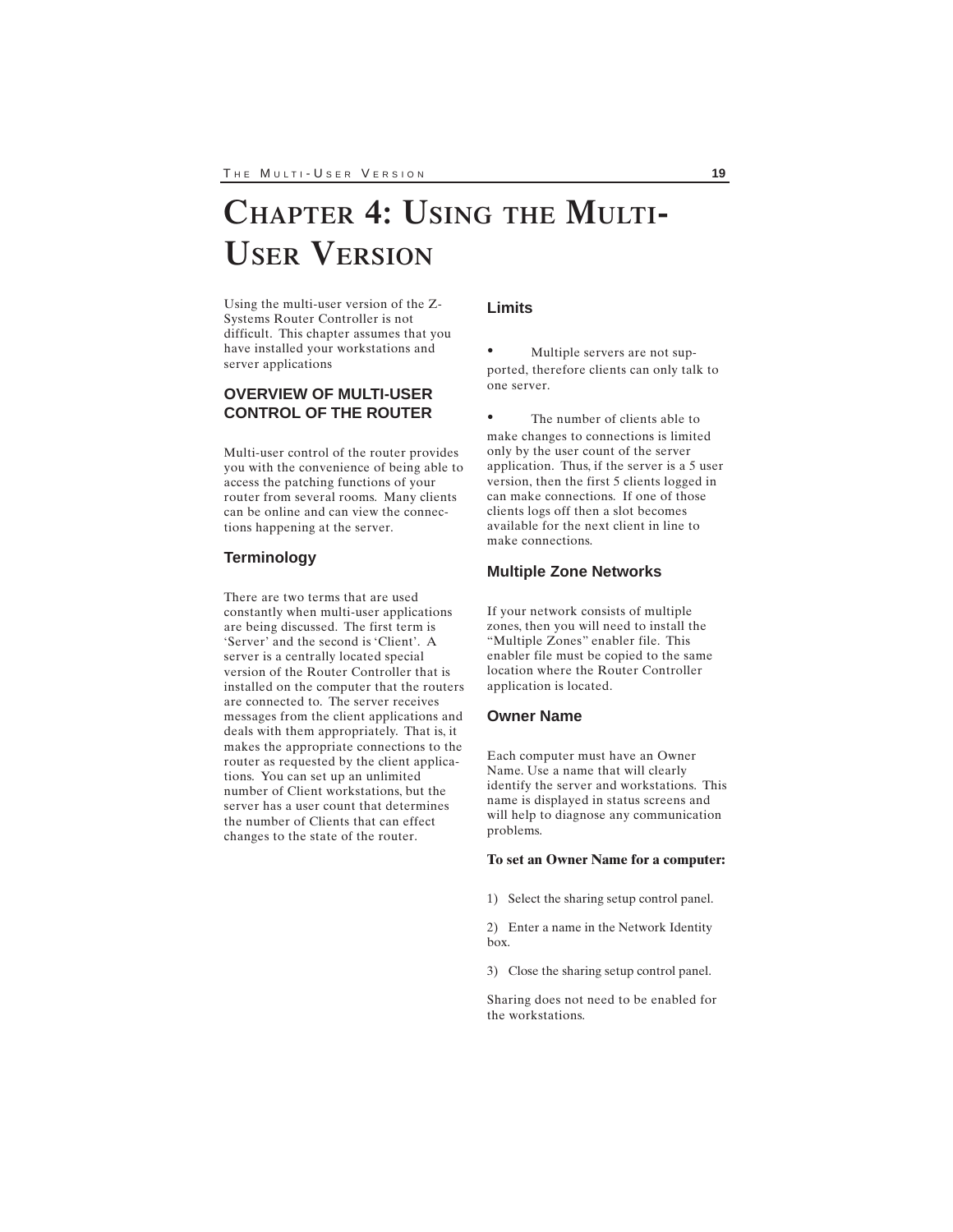# Chapter 4: Using the Multi-User Version

Using the multi-user version of the Z-Systems Router Controller is not difficult. This chapter assumes that you have installed your workstations and server applications

## OVERVIEW OF MULTI-USER CONTROL OF THE ROUTER

Multi-user control of the router provides you with the convenience of being able to access the patching functions of your router from several rooms. Many clients can be online and can view the connections happening at the server.

### Terminology

There are two terms that are used constantly when multi-user applications are being discussed. The first term is 'Server' and the second is 'Client'. A server is a centrally located special version of the Router Controller that is installed on the computer that the routers are connected to. The server receives messages from the client applications and deals with them appropriately. That is, it makes the appropriate connections to the router as requested by the client applications. You can set up an unlimited number of Client workstations, but the server has a user count that determines the number of Clients that can effect changes to the state of the router.

### Limits

- Multiple servers are not supported, therefore clients can only talk to one server.
- The number of clients able to make changes to connections is limited only by the user count of the server application. Thus, if the server is a 5 user version, then the first 5 clients logged in can make connections. If one of those clients logs off then a slot becomes available for the next client in line to make connections.

### Multiple Zone Networks

If your network consists of multiple zones, then you will need to install the "Multiple Zones" enabler file. This enabler file must be copied to the same location where the Router Controller application is located.

### Owner Name

Each computer must have an Owner Name. Use a name that will clearly identify the server and workstations. This name is displayed in status screens and will help to diagnose any communication problems.

**To set an Owner Name for a computer:**

1) Select the sharing setup control panel.

2) Enter a name in the Network Identity box.

3) Close the sharing setup control panel.

Sharing does not need to be enabled for the workstations.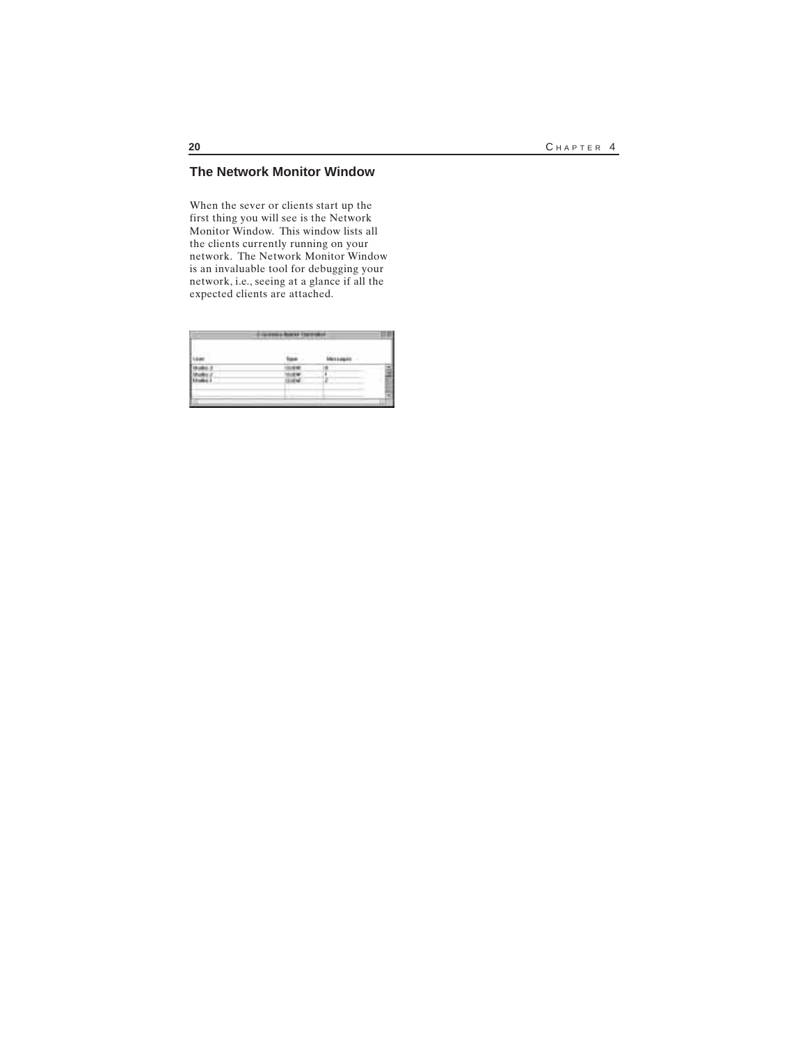## The Network Monitor Window

When the sever or clients start up the first thing you will see is the Network Monitor Window. This window lists all the clients currently running on your network. The Network Monitor Window is an invaluable tool for debugging your network, i.e., seeing at a glance if all the expected clients are attached.